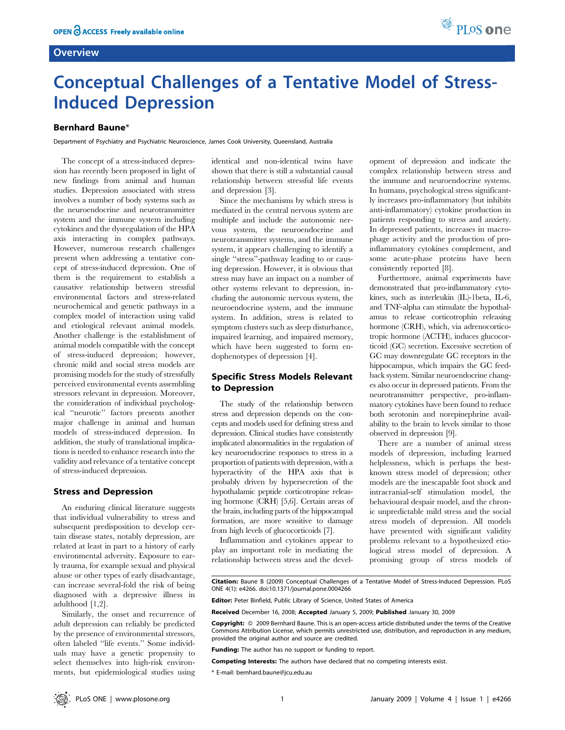# Conceptual Challenges of a Tentative Model of Stress-Induced Depression

**Bernhard Baune***

Department of Psychiatry and Psychiatric Neuroscience, James Cook University, Queensland, Australia

The concept of a stress-induced depression has recently been proposed in light of new findings from animal and human studies. Depression associated with stress involves a number of body systems such as the neuroendocrine and neurotransmitter system and the immune system including cytokines and the dysregulation of the HPA axis interacting in complex pathways. However, numerous research challenges present when addressing a tentative concept of stress-induced depression. One of them is the requirement to establish a causative relationship between stressful environmental factors and stress-related neurochemical and genetic pathways in a complex model of interaction using valid and etiological relevant animal models. Another challenge is the establishment of animal models compatible with the concept of stress-induced depression; however, chronic mild and social stress models are promising models for the study of stressfully perceived environmental events assembling stressors relevant in depression. Moreover, the consideration of individual psychological "neurotic" factors presents another major challenge in animal and human models of stress-induced depression. In addition, the study of translational implications is needed to enhance research into the validity and relevance of a tentative concept of stress-induced depression.

## Stress and Depression

An enduring clinical literature suggests that individual vulnerability to stress and subsequent predisposition to develop certain disease states, notably depression, are related at least in part to a history of early environmental adversity. Exposure to early trauma, for example sexual and physical abuse or other types of early disadvantage, can increase several-fold the risk of being diagnosed with a depressive illness in adulthood [1,2].

Similarly, the onset and recurrence of adult depression can reliably be predicted by the presence of environmental stressors, often labeled "life events." Some individuals may have a genetic propensity to select themselves into high-risk environments, but epidemiological studies using identical and non-identical twins have shown that there is still a substantial causal relationship between stressful life events and depression [3].

Since the mechanisms by which stress is mediated in the central nervous system are multiple and include the autonomic nervous system, the neuroendocrine and neurotransmitter systems, and the immune system, it appears challenging to identify a single "stress"-pathway leading to or causing depression. However, it is obvious that stress may have an impact on a number of other systems relevant to depression, including the autonomic nervous system, the neuroendocrine system, and the immune system. In addition, stress is related to symptom clusters such as sleep disturbance, impaired learning, and impaired memory, which have been suggested to form endophenotypes of depression [4].

## Specific Stress Models Relevant to Depression

The study of the relationship between stress and depression depends on the concepts and models used for defining stress and depression. Clinical studies have consistently implicated abnormalities in the regulation of key neuroendocrine responses to stress in a proportion of patients with depression, with a hyperactivity of the HPA axis that is probably driven by hypersecretion of the hypothalamic peptide corticotropine releasing hormone (CRH) [5,6]. Certain areas of the brain, including parts of the hippocampal formation, are more sensitive to damage from high levels of glucocorticoids [7].

Inflammation and cytokines appear to play an important role in mediating the relationship between stress and the development of depression and indicate the complex relationship between stress and the immune and neuroendocrine systems. In humans, psychological stress significantly increases pro-inflammatory (but inhibits anti-inflammatory) cytokine production in patients responding to stress and anxiety. In depressed patients, increases in macrophage activity and the production of pro-inflammatory cytokines complement, and some acute-phase proteins have been consistently reported [8].

Furthermore, animal experiments have demonstrated that pro-inflammatory cytokines, such as interleukin (IL)-1beta, IL-6, and TNF-alpha can stimulate the hypothalamus to release corticotrophin releasing hormone (CRH), which, via adrenocorticotropic hormone (ACTH), induces glucocorticoid (GC) secretion. Excessive secretion of GC may downregulate GC receptors in the hippocampus, which impairs the GC feedback system. Similar neuroendocrine changes also occur in depressed patients. From the neurotransmitter perspective, pro-inflammatory cytokines have been found to reduce both serotonin and norepinephrine availability to the brain to levels similar to those observed in depression [9].

There are a number of animal stress models of depression, including learned helplessness, which is perhaps the best-known stress model of depression; other models are the inescapable foot shock and intracranial-self stimulation model, the behavioural despair model, and the chronic unpredictable mild stress and the social stress models of depression. All models have presented with significant validity problems relevant to a hypothesized etiological stress model of depression. A promising group of stress models of

**Citation:** Baune B (2009) Conceptual Challenges of a Tentative Model of Stress-Induced Depression. PLoS ONE 4(1): e4266. doi:10.1371/journal.pone.0004266

**Editor:** Peter Binfield, Public Library of Science, United States of America

**Received** December 16, 2008; **Accepted** January 5, 2009; **Published** January 30, 2009

**Copyright:** © 2009 Bernhard Baune. This is an open-access article distributed under the terms of the Creative Commons Attribution License, which permits unrestricted use, distribution, and reproduction in any medium, provided the original author and source are credited.

**Funding:** The author has no support or funding to report.

**Competing Interests:** The authors have declared that no competing interests exist.

* E-mail: bernhard.baune@jcu.edu.au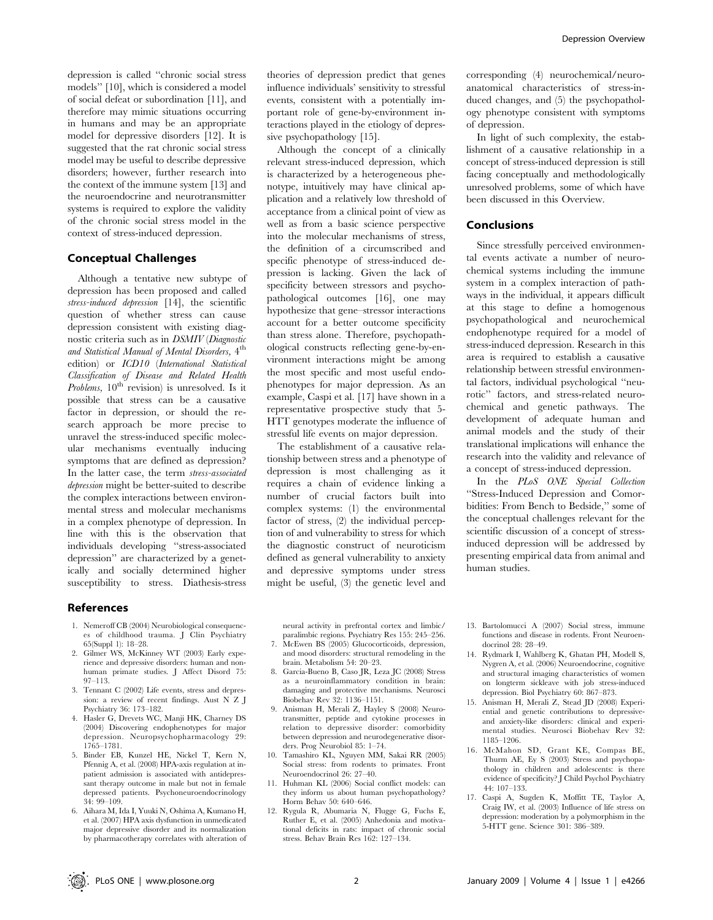depression is called "chronic social stress models" [10], which is considered a model of social defeat or subordination [11], and therefore may mimic situations occurring in humans and may be an appropriate model for depressive disorders [12]. It is suggested that the rat chronic social stress model may be useful to describe depressive disorders; however, further research into the context of the immune system [13] and the neuroendocrine and neurotransmitter systems is required to explore the validity of the chronic social stress model in the context of stress-induced depression.

## Conceptual Challenges

Although a tentative new subtype of depression has been proposed and called *stress-induced depression* [14], the scientific question of whether stress can cause depression consistent with existing diagnostic criteria such as in *DSMIV* (*Diagnostic and Statistical Manual of Mental Disorders*, 4th edition) or *ICD10* (*International Statistical Classification of Disease and Related Health Problems*, 10th revision) is unresolved. Is it possible that stress can be a causative factor in depression, or should the research approach be more precise to unravel the stress-induced specific molecular mechanisms eventually inducing symptoms that are defined as depression? In the latter case, the term *stress-associated depression* might be better-suited to describe the complex interactions between environmental stress and molecular mechanisms in a complex phenotype of depression. In line with this is the observation that individuals developing "stress-associated depression" are characterized by a genetically and socially determined higher susceptibility to stress. Diathesis-stress theories of depression predict that genes influence individuals' sensitivity to stressful events, consistent with a potentially important role of gene-by-environment interactions played in the etiology of depressive psychopathology [15].

Although the concept of a clinically relevant stress-induced depression, which is characterized by a heterogeneous phenotype, intuitively may have clinical application and a relatively low threshold of acceptance from a clinical point of view as well as from a basic science perspective into the molecular mechanisms of stress, the definition of a circumscribed and specific phenotype of stress-induced depression is lacking. Given the lack of specificity between stressors and psychopathological outcomes [16], one may hypothesize that gene–stressor interactions account for a better outcome specificity than stress alone. Therefore, psychopathological constructs reflecting gene-by-environment interactions might be among the most specific and most useful endophenotypes for major depression. As an example, Caspi et al. [17] have shown in a representative prospective study that 5-HTT genotypes moderate the influence of stressful life events on major depression.

The establishment of a causative relationship between stress and a phenotype of depression is most challenging as it requires a chain of evidence linking a number of crucial factors built into complex systems: (1) the environmental factor of stress, (2) the individual perception of and vulnerability to stress for which the diagnostic construct of neuroticism defined as general vulnerability to anxiety and depressive symptoms under stress might be useful, (3) the genetic level and corresponding (4) neurochemical/neuroanatomical characteristics of stress-induced changes, and (5) the psychopathology phenotype consistent with symptoms of depression.

In light of such complexity, the establishment of a causative relationship in a concept of stress-induced depression is still facing conceptually and methodologically unresolved problems, some of which have been discussed in this Overview.

## Conclusions

Since stressfully perceived environmental events activate a number of neurochemical systems including the immune system in a complex interaction of pathways in the individual, it appears difficult at this stage to define a homogenous psychopathological and neurochemical endophenotype required for a model of stress-induced depression. Research in this area is required to establish a causative relationship between stressful environmental factors, individual psychological "neurotic" factors, and stress-related neurochemical and genetic pathways. The development of adequate human and animal models and the study of their translational implications will enhance the research into the validity and relevance of a concept of stress-induced depression.

In the *PLoS ONE Special Collection* "Stress-Induced Depression and Comorbidities: From Bench to Bedside," some of the conceptual challenges relevant for the scientific discussion of a concept of stress-induced depression will be addressed by presenting empirical data from animal and human studies.

## References

1. Nemeroff CB (2004) Neurobiological consequences of childhood trauma. J Clin Psychiatry 65(Suppl 1): 18–28.
2. Gilmer WS, McKinney WT (2003) Early experience and depressive disorders: human and nonhuman primate studies. J Affect Disord 75: 97–113.
3. Tennant C (2002) Life events, stress and depression: a review of recent findings. Aust N Z J Psychiatry 36: 173–182.
4. Hasler G, Drevets WC, Manji HK, Charney DS (2004) Discovering endophenotypes for major depression. Neuropsychopharmacology 29: 1765–1781.
5. Binder EB, Kunzel HE, Nickel T, Kern N, Pfennig A, et al. (2008) HPA-axis regulation at inpatient admission is associated with antidepressant therapy outcome in male but not in female depressed patients. Psychoneuroendocrinology 34: 99–109.
6. Aihara M, Ida I, Yuuki N, Oshima A, Kumano H, et al. (2007) HPA axis dysfunction in unmedicated major depressive disorder and its normalization by pharmacotherapy correlates with alteration of neural activity in prefrontal cortex and limbic/paralimbic regions. Psychiatry Res 155: 245–256.
7. McEwen BS (2005) Glucocorticoids, depression, and mood disorders: structural remodeling in the brain. Metabolism 54: 20–23.
8. Garcia-Bueno B, Caso JR, Leza JC (2008) Stress as a neuroinflammatory condition in brain: damaging and protective mechanisms. Neurosci Biobehav Rev 32: 1136–1151.
9. Anisman H, Merali Z, Hayley S (2008) Neurotransmitter, peptide and cytokine processes in relation to depressive disorder: comorbidity between depression and neurodegenerative disorders. Prog Neurobiol 85: 1–74.
10. Tamashiro KL, Nguyen MM, Sakai RR (2005) Social stress: from rodents to primates. Front Neuroendocrinol 26: 27–40.
11. Huhman KL (2006) Social conflict models: can they inform us about human psychopathology? Horm Behav 50: 640–646.
12. Rygula R, Abumaria N, Flugge G, Fuchs E, Ruther E, et al. (2005) Anhedonia and motivational deficits in rats: impact of chronic social stress. Behav Brain Res 162: 127–134.
13. Bartolomucci A (2007) Social stress, immune functions and disease in rodents. Front Neuroendocrinol 28: 28–49.
14. Rydmark I, Wahlberg K, Ghatan PH, Modell S, Nygren A, et al. (2006) Neuroendocrine, cognitive and structural imaging characteristics of women on longterm sickleave with job stress-induced depression. Biol Psychiatry 60: 867–873.
15. Anisman H, Merali Z, Stead JD (2008) Experiential and genetic contributions to depressive- and anxiety-like disorders: clinical and experimental studies. Neurosci Biobehav Rev 32: 1185–1206.
16. McMahon SD, Grant KE, Compas BE, Thurm AE, Ey S (2003) Stress and psychopathology in children and adolescents: is there evidence of specificity? J Child Psychol Psychiatry 44: 107–133.
17. Caspi A, Sugden K, Moffitt TE, Taylor A, Craig IW, et al. (2003) Influence of life stress on depression: moderation by a polymorphism in the 5-HTT gene. Science 301: 386–389.